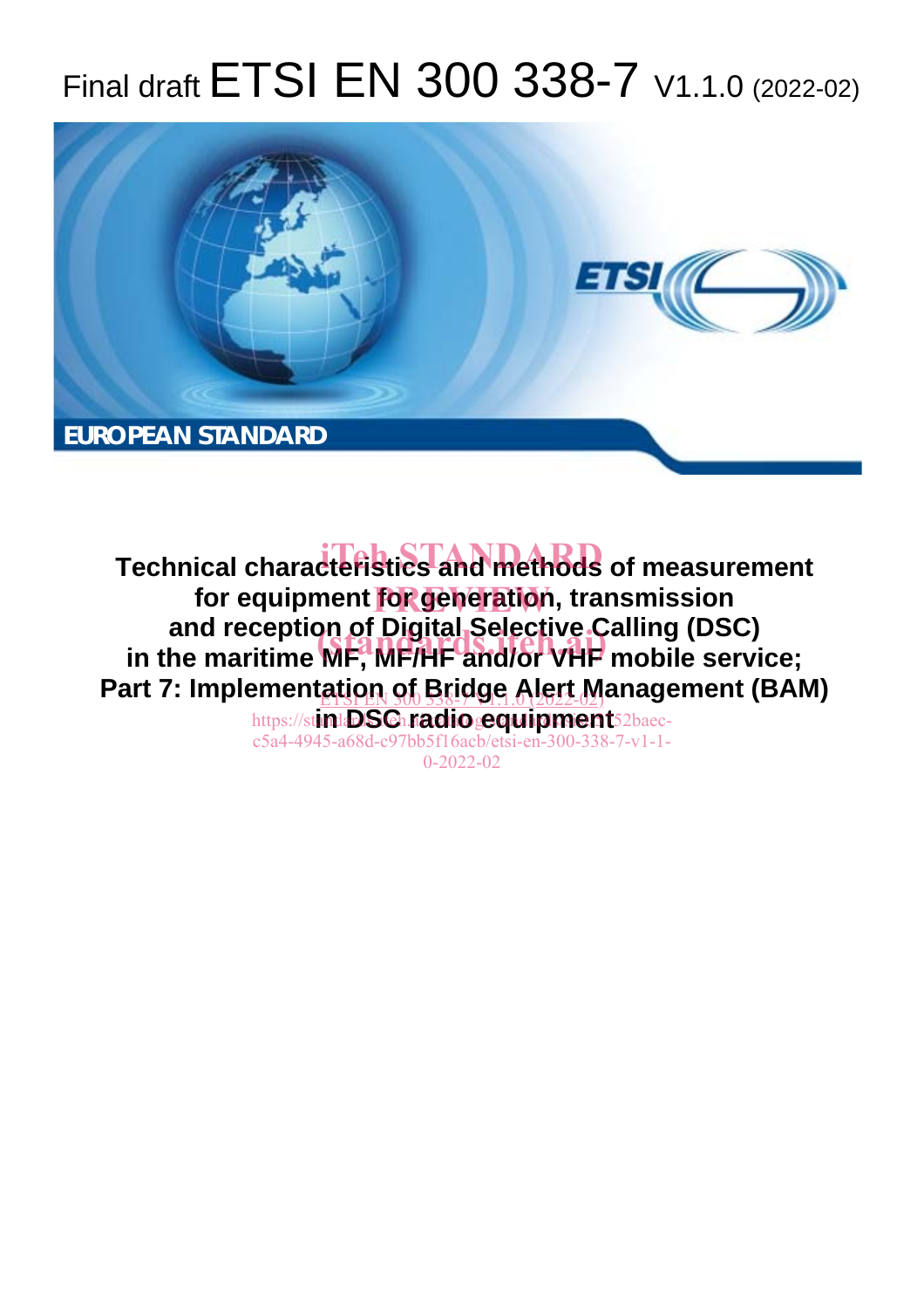# Final draft ETSI EN 300 338-7 V1.1.0 (2022-02)

**EUROPEAN STANDARD**

**Technical characteristics and methods of measurement for equipment for generation, transmission and reception of Digital Selective Calling (DSC) in the maritime MF, MF/HF and/or VHF mobile service; Part 7: Implementation of Bridge Alert Management (BAM) in DSC radio equipment**

iTeh STANDARD PREVIEW
(standards.iteh.ai)

ETSI EN 300 338-7 V1.1.0 (2022-02)
https://standards.iteh.ai/catalog/standards/sist/52baec-c5a4-4945-a68d-c97bb5f16acb/etsi-en-300-338-7-v1-1-0-2022-02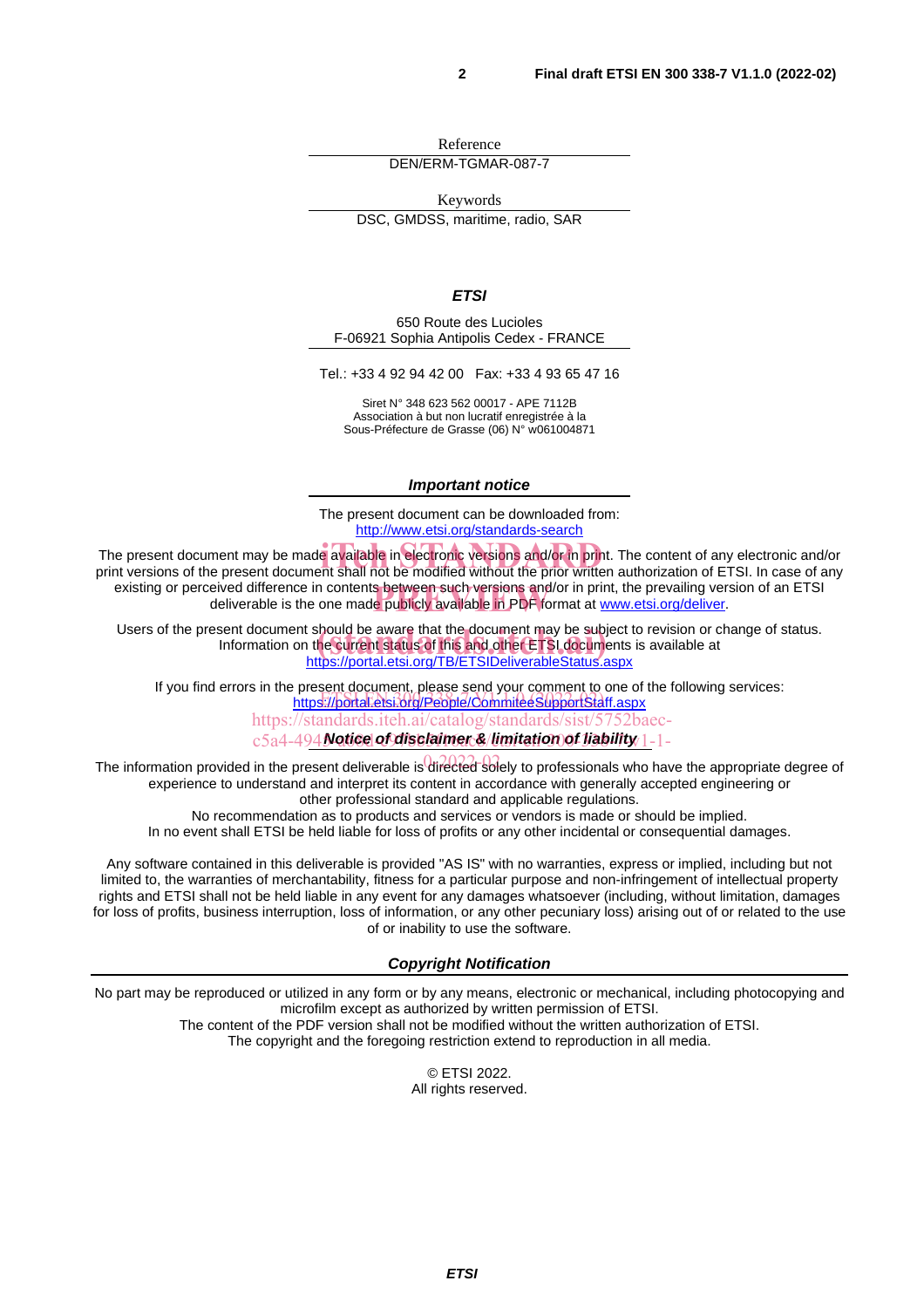Reference

DEN/ERM-TGMAR-087-7

Keywords

DSC, GMDSS, maritime, radio, SAR

***ETSI***

650 Route des Lucioles
F-06921 Sophia Antipolis Cedex - FRANCE

Tel.: +33 4 92 94 42 00   Fax: +33 4 93 65 47 16

Siret N° 348 623 562 00017 - APE 7112B
Association à but non lucratif enregistrée à la
Sous-Préfecture de Grasse (06) N° w061004871

***Important notice***

The present document can be downloaded from:
http://www.etsi.org/standards-search

The present document may be made available in electronic versions and/or in print. The content of any electronic and/or print versions of the present document shall not be modified without the prior written authorization of ETSI. In case of any existing or perceived difference in contents between such versions and/or in print, the prevailing version of an ETSI deliverable is the one made publicly available in PDF format at www.etsi.org/deliver.

Users of the present document should be aware that the document may be subject to revision or change of status. Information on the current status of this and other ETSI documents is available at
https://portal.etsi.org/TB/ETSIDeliverableStatus.aspx

If you find errors in the present document, please send your comment to one of the following services:
https://portal.etsi.org/People/CommiteeSupportStaff.aspx

***Notice of disclaimer & limitation of liability***

The information provided in the present deliverable is directed solely to professionals who have the appropriate degree of experience to understand and interpret its content in accordance with generally accepted engineering or other professional standard and applicable regulations.
No recommendation as to products and services or vendors is made or should be implied.
In no event shall ETSI be held liable for loss of profits or any other incidental or consequential damages.

Any software contained in this deliverable is provided "AS IS" with no warranties, express or implied, including but not limited to, the warranties of merchantability, fitness for a particular purpose and non-infringement of intellectual property rights and ETSI shall not be held liable in any event for any damages whatsoever (including, without limitation, damages for loss of profits, business interruption, loss of information, or any other pecuniary loss) arising out of or related to the use of or inability to use the software.

***Copyright Notification***

No part may be reproduced or utilized in any form or by any means, electronic or mechanical, including photocopying and microfilm except as authorized by written permission of ETSI.
The content of the PDF version shall not be modified without the written authorization of ETSI.
The copyright and the foregoing restriction extend to reproduction in all media.

© ETSI 2022.
All rights reserved.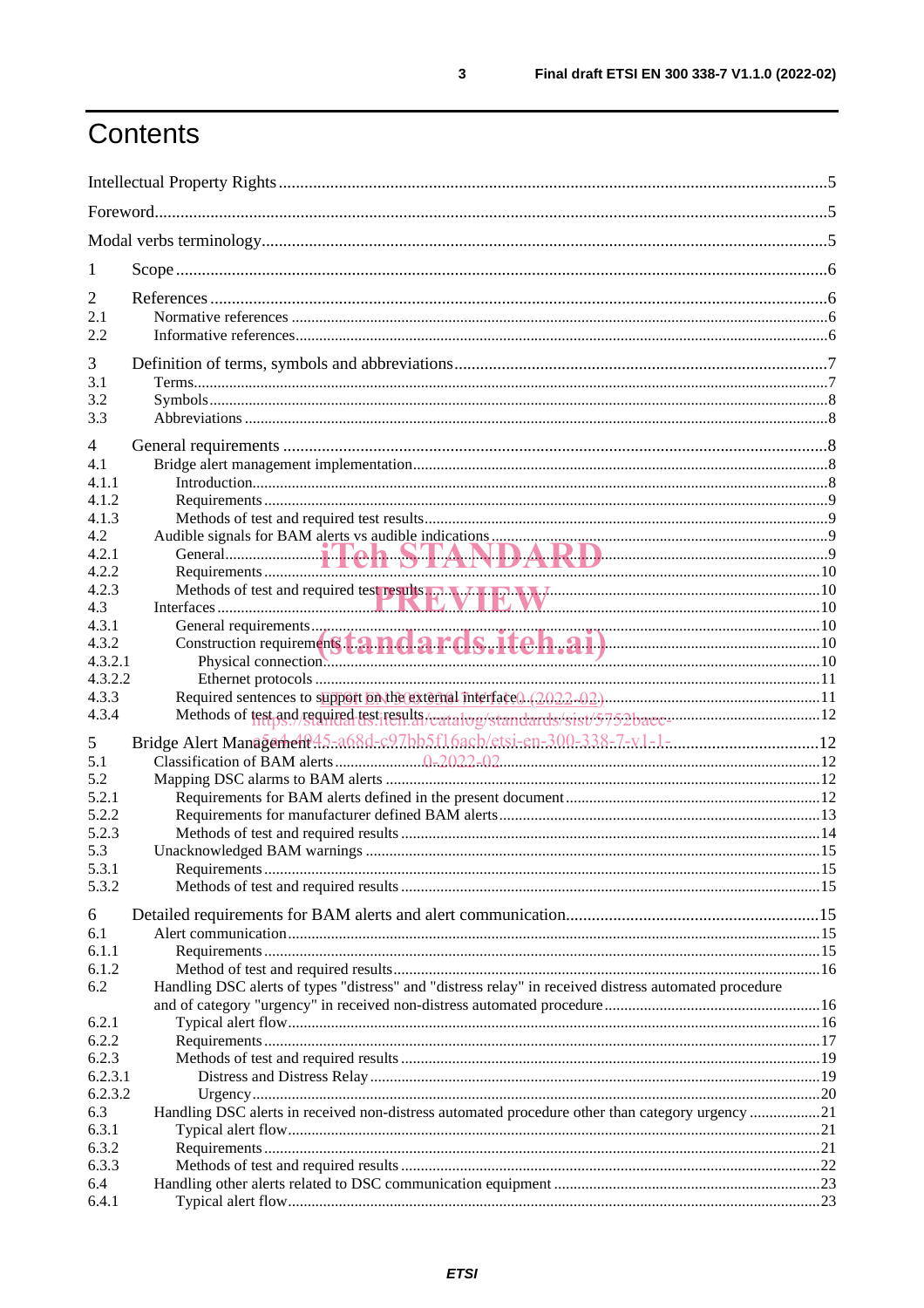# Contents

Intellectual Property Rights ....................................................................................................................5

Foreword...................................................................................................................................................5

Modal verbs terminology..........................................................................................................................5

1 Scope ....................................................................................................................................................6

2 References ............................................................................................................................................6
2.1 Normative references .........................................................................................................................6
2.2 Informative references........................................................................................................................6

3 Definition of terms, symbols and abbreviations.......................................................................................7
3.1 Terms..................................................................................................................................................7
3.2 Symbols...............................................................................................................................................8
3.3 Abbreviations ......................................................................................................................................8

4 General requirements ............................................................................................................................8
4.1 Bridge alert management implementation..........................................................................................8
4.1.1 Introduction.......................................................................................................................................8
4.1.2 Requirements ....................................................................................................................................9
4.1.3 Methods of test and required test results.........................................................................................9
4.2 Audible signals for BAM alerts vs audible indications .........................................................................9
4.2.1 General..............................................................................................................................................9
4.2.2 Requirements ....................................................................................................................................10
4.2.3 Methods of test and required test results.........................................................................................10
4.3 Interfaces ............................................................................................................................................10
4.3.1 General requirements.......................................................................................................................10
4.3.2 Construction requirements................................................................................................................10
4.3.2.1 Physical connection........................................................................................................................10
4.3.2.2 Ethernet protocols ..........................................................................................................................11
4.3.3 Required sentences to support on the external interface.................................................................11
4.3.4 Methods of test and required test results.........................................................................................12

5 Bridge Alert Management.......................................................................................................................12
5.1 Classification of BAM alerts ...............................................................................................................12
5.2 Mapping DSC alarms to BAM alerts ..................................................................................................12
5.2.1 Requirements for BAM alerts defined in the present document.......................................................12
5.2.2 Requirements for manufacturer defined BAM alerts........................................................................13
5.2.3 Methods of test and required results ...............................................................................................14
5.3 Unacknowledged BAM warnings .......................................................................................................15
5.3.1 Requirements ....................................................................................................................................15
5.3.2 Methods of test and required results ...............................................................................................15

6 Detailed requirements for BAM alerts and alert communication...........................................................15
6.1 Alert communication...........................................................................................................................15
6.1.1 Requirements ....................................................................................................................................15
6.1.2 Method of test and required results..................................................................................................16
6.2 Handling DSC alerts of types "distress" and "distress relay" in received distress automated procedure and of category "urgency" in received non-distress automated procedure ........................................16
6.2.1 Typical alert flow...............................................................................................................................16
6.2.2 Requirements ....................................................................................................................................17
6.2.3 Methods of test and required results ...............................................................................................19
6.2.3.1 Distress and Distress Relay.............................................................................................................19
6.2.3.2 Urgency...........................................................................................................................................20
6.3 Handling DSC alerts in received non-distress automated procedure other than category urgency ....21
6.3.1 Typical alert flow...............................................................................................................................21
6.3.2 Requirements ....................................................................................................................................21
6.3.3 Methods of test and required results ...............................................................................................22
6.4 Handling other alerts related to DSC communication equipment .....................................................23
6.4.1 Typical alert flow...............................................................................................................................23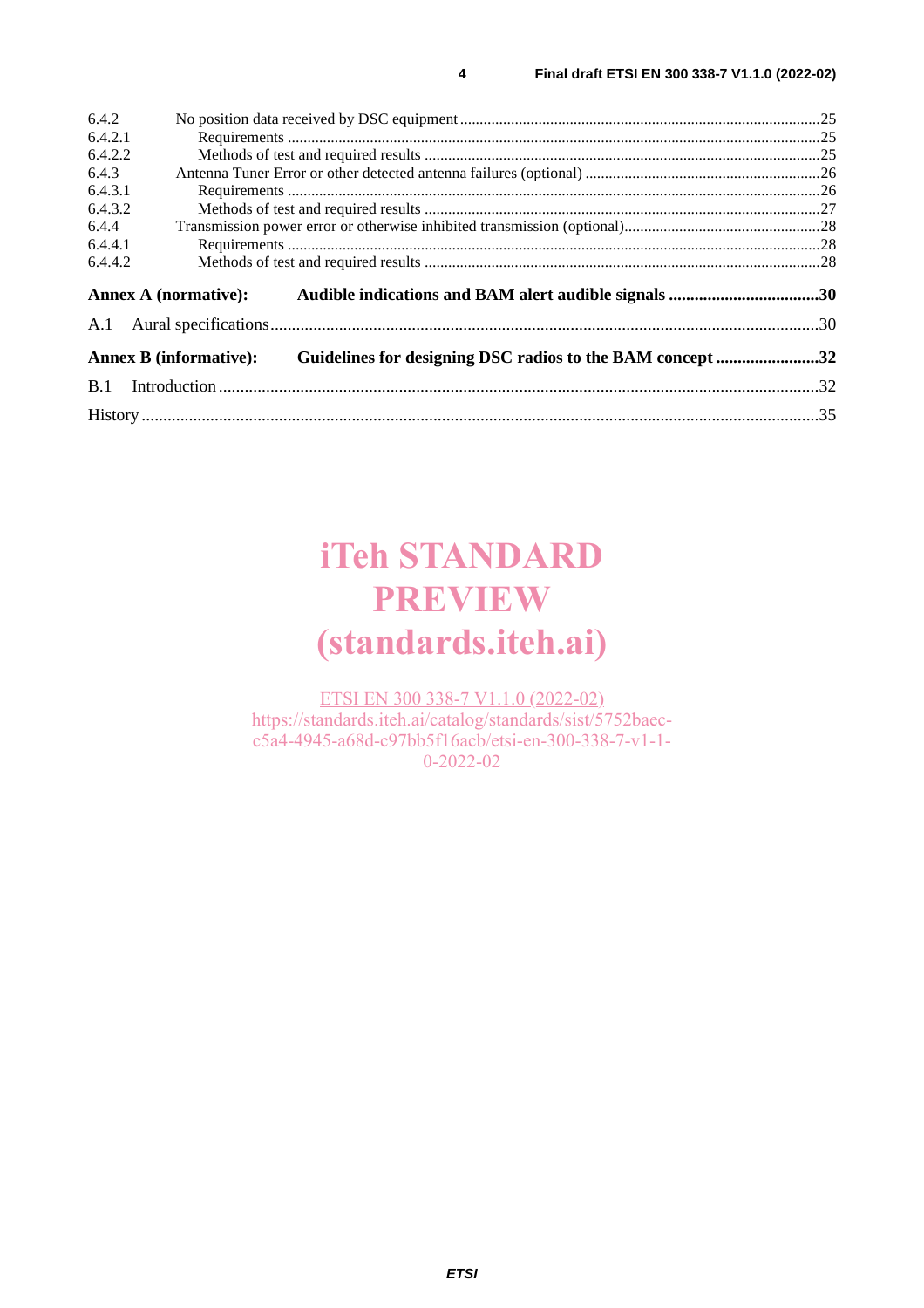6.4.2 No position data received by DSC equipment ...........................................................................................25
6.4.2.1 Requirements ......................................................................................................................................25
6.4.2.2 Methods of test and required results ...................................................................................................25
6.4.3 Antenna Tuner Error or other detected antenna failures (optional) ...........................................................26
6.4.3.1 Requirements ......................................................................................................................................26
6.4.3.2 Methods of test and required results ...................................................................................................27
6.4.4 Transmission power error or otherwise inhibited transmission (optional).................................................28
6.4.4.1 Requirements ......................................................................................................................................28
6.4.4.2 Methods of test and required results ...................................................................................................28

**Annex A (normative): Audible indications and BAM alert audible signals ..................................30**

A.1 Aural specifications.................................................................................................................................30

**Annex B (informative): Guidelines for designing DSC radios to the BAM concept ........................32**

B.1 Introduction ............................................................................................................................................32

History ..............................................................................................................................................................35

iTeh STANDARD PREVIEW (standards.iteh.ai)

ETSI EN 300 338-7 V1.1.0 (2022-02)
https://standards.iteh.ai/catalog/standards/sist/5752baec-c5a4-4945-a68d-c97bb5f16acb/etsi-en-300-338-7-v1-1-0-2022-02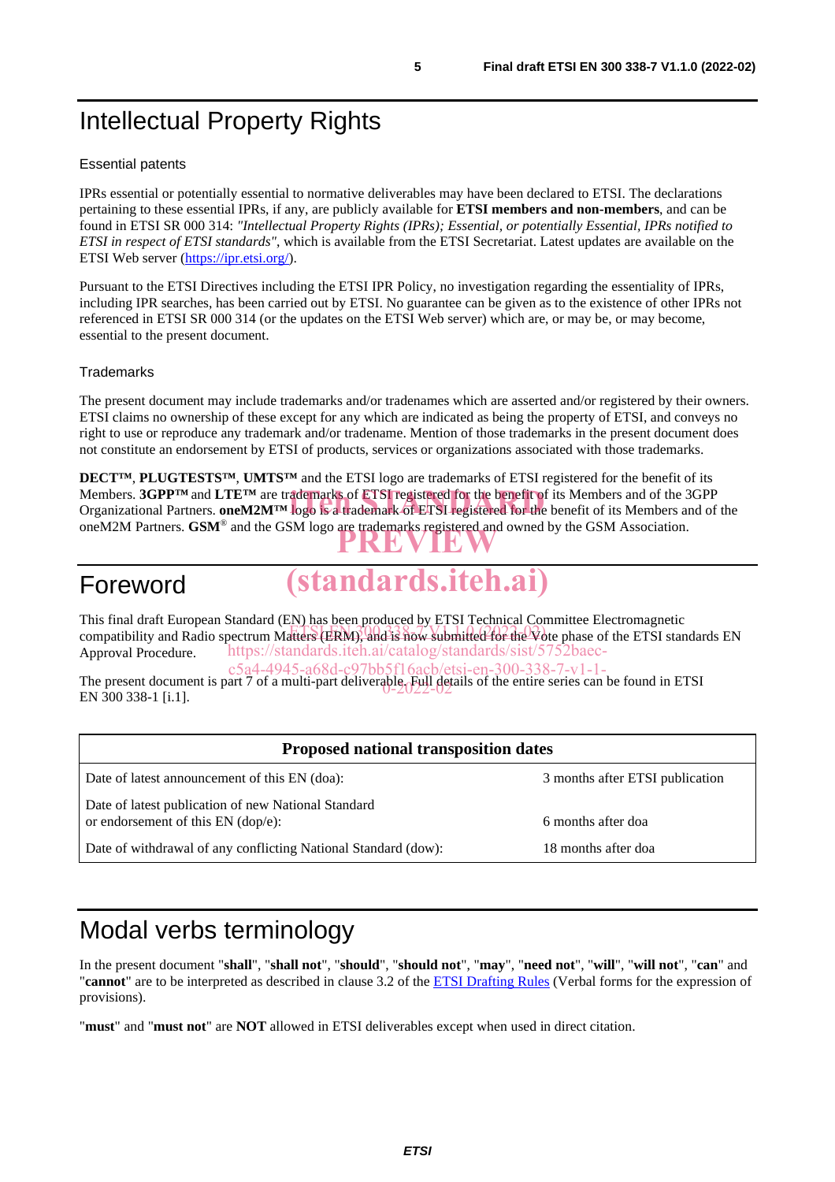# Intellectual Property Rights

## Essential patents

IPRs essential or potentially essential to normative deliverables may have been declared to ETSI. The declarations pertaining to these essential IPRs, if any, are publicly available for **ETSI members and non-members**, and can be found in ETSI SR 000 314: *"Intellectual Property Rights (IPRs); Essential, or potentially Essential, IPRs notified to ETSI in respect of ETSI standards"*, which is available from the ETSI Secretariat. Latest updates are available on the ETSI Web server (https://ipr.etsi.org/).

Pursuant to the ETSI Directives including the ETSI IPR Policy, no investigation regarding the essentiality of IPRs, including IPR searches, has been carried out by ETSI. No guarantee can be given as to the existence of other IPRs not referenced in ETSI SR 000 314 (or the updates on the ETSI Web server) which are, or may be, or may become, essential to the present document.

## Trademarks

The present document may include trademarks and/or tradenames which are asserted and/or registered by their owners. ETSI claims no ownership of these except for any which are indicated as being the property of ETSI, and conveys no right to use or reproduce any trademark and/or tradename. Mention of those trademarks in the present document does not constitute an endorsement by ETSI of products, services or organizations associated with those trademarks.

**DECT™**, **PLUGTESTS™**, **UMTS™** and the ETSI logo are trademarks of ETSI registered for the benefit of its Members. **3GPP™** and **LTE™** are trademarks of ETSI registered for the benefit of its Members and of the 3GPP Organizational Partners. **oneM2M™** logo is a trademark of ETSI registered for the benefit of its Members and of the oneM2M Partners. **GSM**® and the GSM logo are trademarks registered and owned by the GSM Association.

# Foreword

This final draft European Standard (EN) has been produced by ETSI Technical Committee Electromagnetic compatibility and Radio spectrum Matters (ERM), and is now submitted for the Vote phase of the ETSI standards EN Approval Procedure.

The present document is part 7 of a multi-part deliverable. Full details of the entire series can be found in ETSI EN 300 338-1 [i.1].

| Proposed national transposition dates | |
|---|---|
| Date of latest announcement of this EN (doa): | 3 months after ETSI publication |
| Date of latest publication of new National Standard or endorsement of this EN (dop/e): | 6 months after doa |
| Date of withdrawal of any conflicting National Standard (dow): | 18 months after doa |

# Modal verbs terminology

In the present document "**shall**", "**shall not**", "**should**", "**should not**", "**may**", "**need not**", "**will**", "**will not**", "**can**" and "**cannot**" are to be interpreted as described in clause 3.2 of the ETSI Drafting Rules (Verbal forms for the expression of provisions).

"**must**" and "**must not**" are **NOT** allowed in ETSI deliverables except when used in direct citation.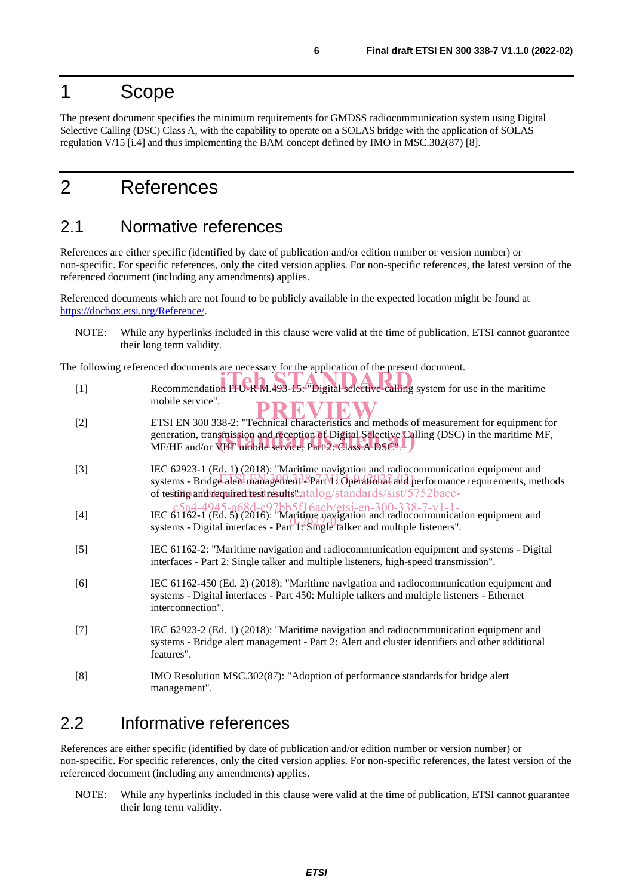# 1 Scope

The present document specifies the minimum requirements for GMDSS radiocommunication system using Digital Selective Calling (DSC) Class A, with the capability to operate on a SOLAS bridge with the application of SOLAS regulation V/15 [i.4] and thus implementing the BAM concept defined by IMO in MSC.302(87) [8].

# 2 References

## 2.1 Normative references

References are either specific (identified by date of publication and/or edition number or version number) or non-specific. For specific references, only the cited version applies. For non-specific references, the latest version of the referenced document (including any amendments) applies.

Referenced documents which are not found to be publicly available in the expected location might be found at https://docbox.etsi.org/Reference/.

NOTE: While any hyperlinks included in this clause were valid at the time of publication, ETSI cannot guarantee their long term validity.

The following referenced documents are necessary for the application of the present document.

[1] Recommendation ITU-R M.493-15: "Digital selective-calling system for use in the maritime mobile service".

[2] ETSI EN 300 338-2: "Technical characteristics and methods of measurement for equipment for generation, transmission and reception of Digital Selective Calling (DSC) in the maritime MF, MF/HF and/or VHF mobile service; Part 2: Class A DSC".

[3] IEC 62923-1 (Ed. 1) (2018): "Maritime navigation and radiocommunication equipment and systems - Bridge alert management - Part 1: Operational and performance requirements, methods of testing and required test results".

[4] IEC 61162-1 (Ed. 5) (2016): "Maritime navigation and radiocommunication equipment and systems - Digital interfaces - Part 1: Single talker and multiple listeners".

[5] IEC 61162-2: "Maritime navigation and radiocommunication equipment and systems - Digital interfaces - Part 2: Single talker and multiple listeners, high-speed transmission".

[6] IEC 61162-450 (Ed. 2) (2018): "Maritime navigation and radiocommunication equipment and systems - Digital interfaces - Part 450: Multiple talkers and multiple listeners - Ethernet interconnection".

[7] IEC 62923-2 (Ed. 1) (2018): "Maritime navigation and radiocommunication equipment and systems - Bridge alert management - Part 2: Alert and cluster identifiers and other additional features".

[8] IMO Resolution MSC.302(87): "Adoption of performance standards for bridge alert management".

## 2.2 Informative references

References are either specific (identified by date of publication and/or edition number or version number) or non-specific. For specific references, only the cited version applies. For non-specific references, the latest version of the referenced document (including any amendments) applies.

NOTE: While any hyperlinks included in this clause were valid at the time of publication, ETSI cannot guarantee their long term validity.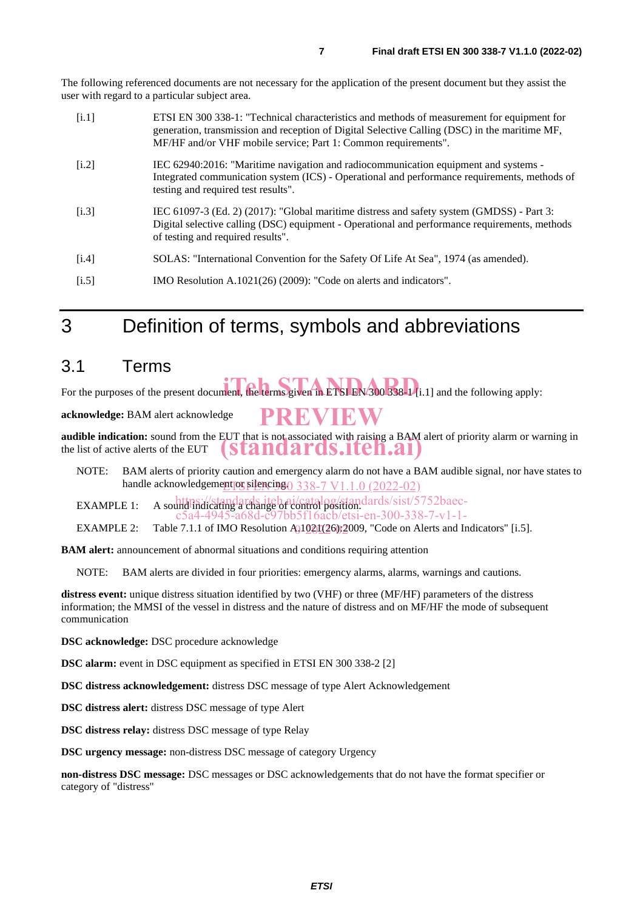The following referenced documents are not necessary for the application of the present document but they assist the user with regard to a particular subject area.

[i.1] ETSI EN 300 338-1: "Technical characteristics and methods of measurement for equipment for generation, transmission and reception of Digital Selective Calling (DSC) in the maritime MF, MF/HF and/or VHF mobile service; Part 1: Common requirements".

[i.2] IEC 62940:2016: "Maritime navigation and radiocommunication equipment and systems - Integrated communication system (ICS) - Operational and performance requirements, methods of testing and required test results".

[i.3] IEC 61097-3 (Ed. 2) (2017): "Global maritime distress and safety system (GMDSS) - Part 3: Digital selective calling (DSC) equipment - Operational and performance requirements, methods of testing and required results".

[i.4] SOLAS: "International Convention for the Safety Of Life At Sea", 1974 (as amended).

[i.5] IMO Resolution A.1021(26) (2009): "Code on alerts and indicators".

# 3 Definition of terms, symbols and abbreviations

## 3.1 Terms

For the purposes of the present document, the terms given in ETSI EN 300 338-1 [i.1] and the following apply:

**acknowledge:** BAM alert acknowledge

**audible indication:** sound from the EUT that is not associated with raising a BAM alert of priority alarm or warning in the list of active alerts of the EUT

NOTE: BAM alerts of priority caution and emergency alarm do not have a BAM audible signal, nor have states to handle acknowledgement or silencing.

EXAMPLE 1: A sound indicating a change of control position.

EXAMPLE 2: Table 7.1.1 of IMO Resolution A.1021(26):2009, "Code on Alerts and Indicators" [i.5].

**BAM alert:** announcement of abnormal situations and conditions requiring attention

NOTE: BAM alerts are divided in four priorities: emergency alarms, alarms, warnings and cautions.

**distress event:** unique distress situation identified by two (VHF) or three (MF/HF) parameters of the distress information; the MMSI of the vessel in distress and the nature of distress and on MF/HF the mode of subsequent communication

**DSC acknowledge:** DSC procedure acknowledge

**DSC alarm:** event in DSC equipment as specified in ETSI EN 300 338-2 [2]

**DSC distress acknowledgement:** distress DSC message of type Alert Acknowledgement

**DSC distress alert:** distress DSC message of type Alert

**DSC distress relay:** distress DSC message of type Relay

**DSC urgency message:** non-distress DSC message of category Urgency

**non-distress DSC message:** DSC messages or DSC acknowledgements that do not have the format specifier or category of "distress"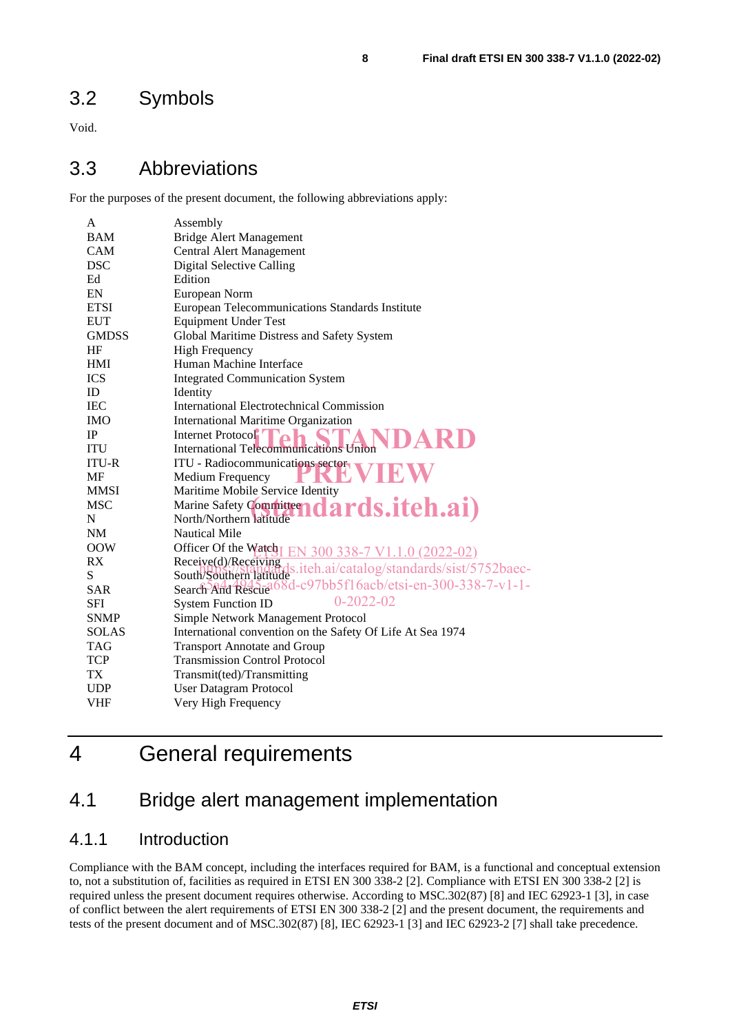## 3.2 Symbols

Void.

## 3.3 Abbreviations

For the purposes of the present document, the following abbreviations apply:

| | |
|---|---|
| A | Assembly |
| BAM | Bridge Alert Management |
| CAM | Central Alert Management |
| DSC | Digital Selective Calling |
| Ed | Edition |
| EN | European Norm |
| ETSI | European Telecommunications Standards Institute |
| EUT | Equipment Under Test |
| GMDSS | Global Maritime Distress and Safety System |
| HF | High Frequency |
| HMI | Human Machine Interface |
| ICS | Integrated Communication System |
| ID | Identity |
| IEC | International Electrotechnical Commission |
| IMO | International Maritime Organization |
| IP | Internet Protocol |
| ITU | International Telecommunications Union |
| ITU-R | ITU - Radiocommunications sector |
| MF | Medium Frequency |
| MMSI | Maritime Mobile Service Identity |
| MSC | Marine Safety Committee |
| N | North/Northern latitude |
| NM | Nautical Mile |
| OOW | Officer Of the Watch |
| RX | Receive(d)/Receiving |
| S | South/Southern latitude |
| SAR | Search And Rescue |
| SFI | System Function ID |
| SNMP | Simple Network Management Protocol |
| SOLAS | International convention on the Safety Of Life At Sea 1974 |
| TAG | Transport Annotate and Group |
| TCP | Transmission Control Protocol |
| TX | Transmit(ted)/Transmitting |
| UDP | User Datagram Protocol |
| VHF | Very High Frequency |

# 4 General requirements

## 4.1 Bridge alert management implementation

### 4.1.1 Introduction

Compliance with the BAM concept, including the interfaces required for BAM, is a functional and conceptual extension to, not a substitution of, facilities as required in ETSI EN 300 338-2 [2]. Compliance with ETSI EN 300 338-2 [2] is required unless the present document requires otherwise. According to MSC.302(87) [8] and IEC 62923-1 [3], in case of conflict between the alert requirements of ETSI EN 300 338-2 [2] and the present document, the requirements and tests of the present document and of MSC.302(87) [8], IEC 62923-1 [3] and IEC 62923-2 [7] shall take precedence.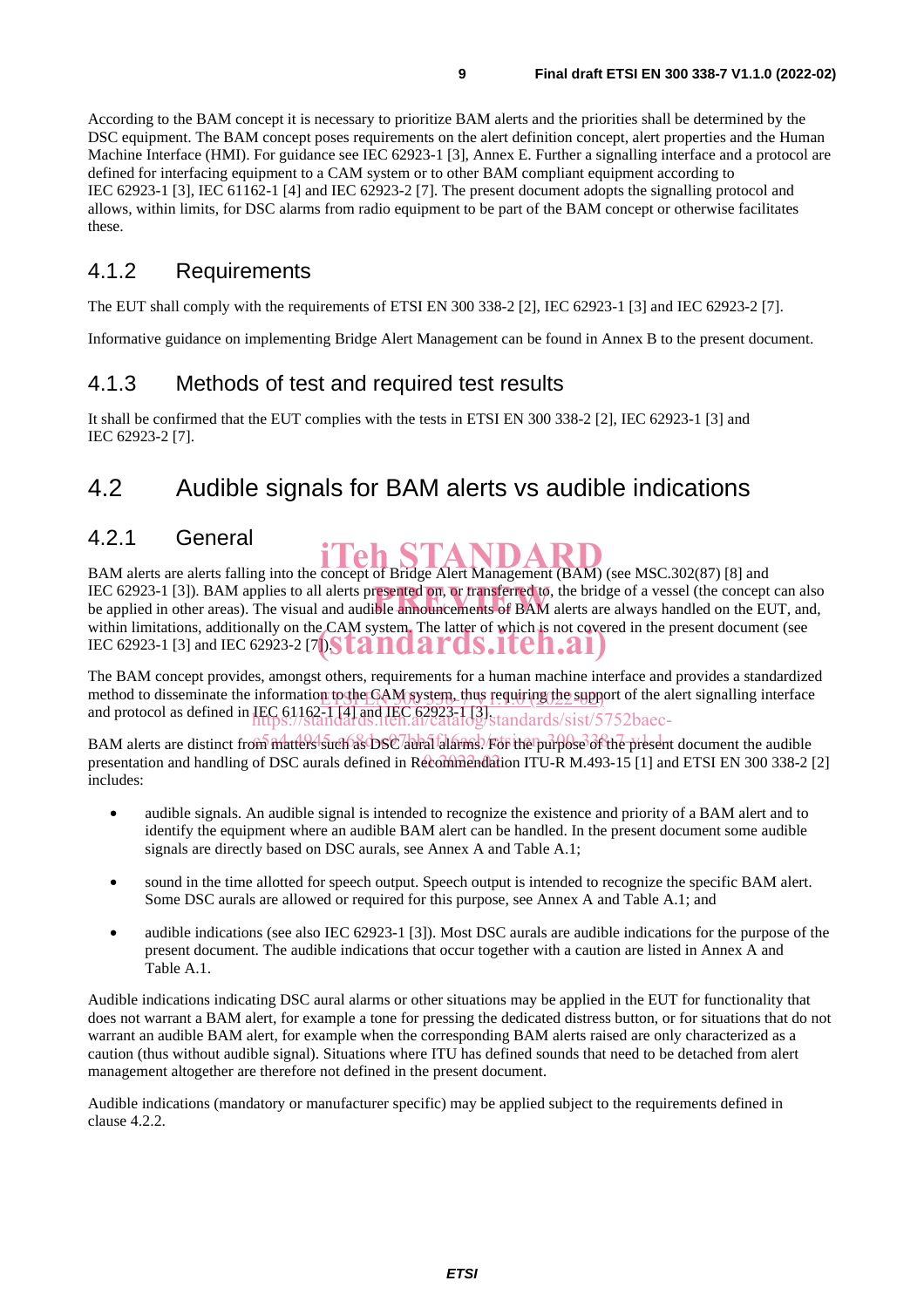According to the BAM concept it is necessary to prioritize BAM alerts and the priorities shall be determined by the DSC equipment. The BAM concept poses requirements on the alert definition concept, alert properties and the Human Machine Interface (HMI). For guidance see IEC 62923-1 [3], Annex E. Further a signalling interface and a protocol are defined for interfacing equipment to a CAM system or to other BAM compliant equipment according to IEC 62923-1 [3], IEC 61162-1 [4] and IEC 62923-2 [7]. The present document adopts the signalling protocol and allows, within limits, for DSC alarms from radio equipment to be part of the BAM concept or otherwise facilitates these.

### 4.1.2 Requirements

The EUT shall comply with the requirements of ETSI EN 300 338-2 [2], IEC 62923-1 [3] and IEC 62923-2 [7].

Informative guidance on implementing Bridge Alert Management can be found in Annex B to the present document.

### 4.1.3 Methods of test and required test results

It shall be confirmed that the EUT complies with the tests in ETSI EN 300 338-2 [2], IEC 62923-1 [3] and IEC 62923-2 [7].

## 4.2 Audible signals for BAM alerts vs audible indications

### 4.2.1 General

BAM alerts are alerts falling into the concept of Bridge Alert Management (BAM) (see MSC.302(87) [8] and IEC 62923-1 [3]). BAM applies to all alerts presented on, or transferred to, the bridge of a vessel (the concept can also be applied in other areas). The visual and audible announcements of BAM alerts are always handled on the EUT, and, within limitations, additionally on the CAM system. The latter of which is not covered in the present document (see IEC 62923-1 [3] and IEC 62923-2 [7]).

The BAM concept provides, amongst others, requirements for a human machine interface and provides a standardized method to disseminate the information to the CAM system, thus requiring the support of the alert signalling interface and protocol as defined in IEC 61162-1 [4] and IEC 62923-1 [3].

BAM alerts are distinct from matters such as DSC aural alarms. For the purpose of the present document the audible presentation and handling of DSC aurals defined in Recommendation ITU-R M.493-15 [1] and ETSI EN 300 338-2 [2] includes:

- audible signals. An audible signal is intended to recognize the existence and priority of a BAM alert and to identify the equipment where an audible BAM alert can be handled. In the present document some audible signals are directly based on DSC aurals, see Annex A and Table A.1;
- sound in the time allotted for speech output. Speech output is intended to recognize the specific BAM alert. Some DSC aurals are allowed or required for this purpose, see Annex A and Table A.1; and
- audible indications (see also IEC 62923-1 [3]). Most DSC aurals are audible indications for the purpose of the present document. The audible indications that occur together with a caution are listed in Annex A and Table A.1.

Audible indications indicating DSC aural alarms or other situations may be applied in the EUT for functionality that does not warrant a BAM alert, for example a tone for pressing the dedicated distress button, or for situations that do not warrant an audible BAM alert, for example when the corresponding BAM alerts raised are only characterized as a caution (thus without audible signal). Situations where ITU has defined sounds that need to be detached from alert management altogether are therefore not defined in the present document.

Audible indications (mandatory or manufacturer specific) may be applied subject to the requirements defined in clause 4.2.2.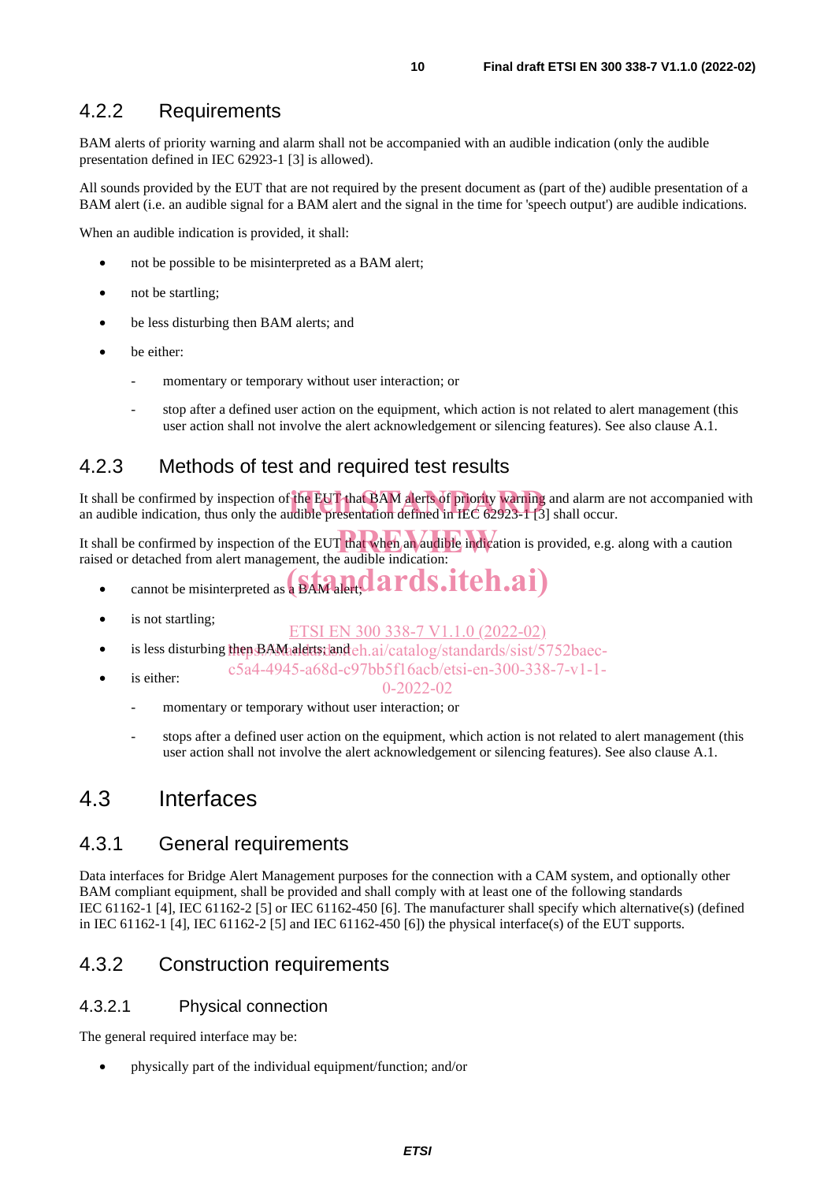### 4.2.2 Requirements

BAM alerts of priority warning and alarm shall not be accompanied with an audible indication (only the audible presentation defined in IEC 62923-1 [3] is allowed).

All sounds provided by the EUT that are not required by the present document as (part of the) audible presentation of a BAM alert (i.e. an audible signal for a BAM alert and the signal in the time for 'speech output') are audible indications.

When an audible indication is provided, it shall:

- not be possible to be misinterpreted as a BAM alert;
- not be startling;
- be less disturbing then BAM alerts; and
- be either:
    - momentary or temporary without user interaction; or
    - stop after a defined user action on the equipment, which action is not related to alert management (this user action shall not involve the alert acknowledgement or silencing features). See also clause A.1.

### 4.2.3 Methods of test and required test results

It shall be confirmed by inspection of the EUT that BAM alerts of priority warning and alarm are not accompanied with an audible indication, thus only the audible presentation defined in IEC 62923-1 [3] shall occur.

It shall be confirmed by inspection of the EUT that when an audible indication is provided, e.g. along with a caution raised or detached from alert management, the audible indication:

- cannot be misinterpreted as a BAM alert;
- is not startling;
- is less disturbing then BAM alerts; and
- is either:
    - momentary or temporary without user interaction; or
    - stops after a defined user action on the equipment, which action is not related to alert management (this user action shall not involve the alert acknowledgement or silencing features). See also clause A.1.

## 4.3 Interfaces

### 4.3.1 General requirements

Data interfaces for Bridge Alert Management purposes for the connection with a CAM system, and optionally other BAM compliant equipment, shall be provided and shall comply with at least one of the following standards IEC 61162-1 [4], IEC 61162-2 [5] or IEC 61162-450 [6]. The manufacturer shall specify which alternative(s) (defined in IEC 61162-1 [4], IEC 61162-2 [5] and IEC 61162-450 [6]) the physical interface(s) of the EUT supports.

### 4.3.2 Construction requirements

#### 4.3.2.1 Physical connection

The general required interface may be:

- physically part of the individual equipment/function; and/or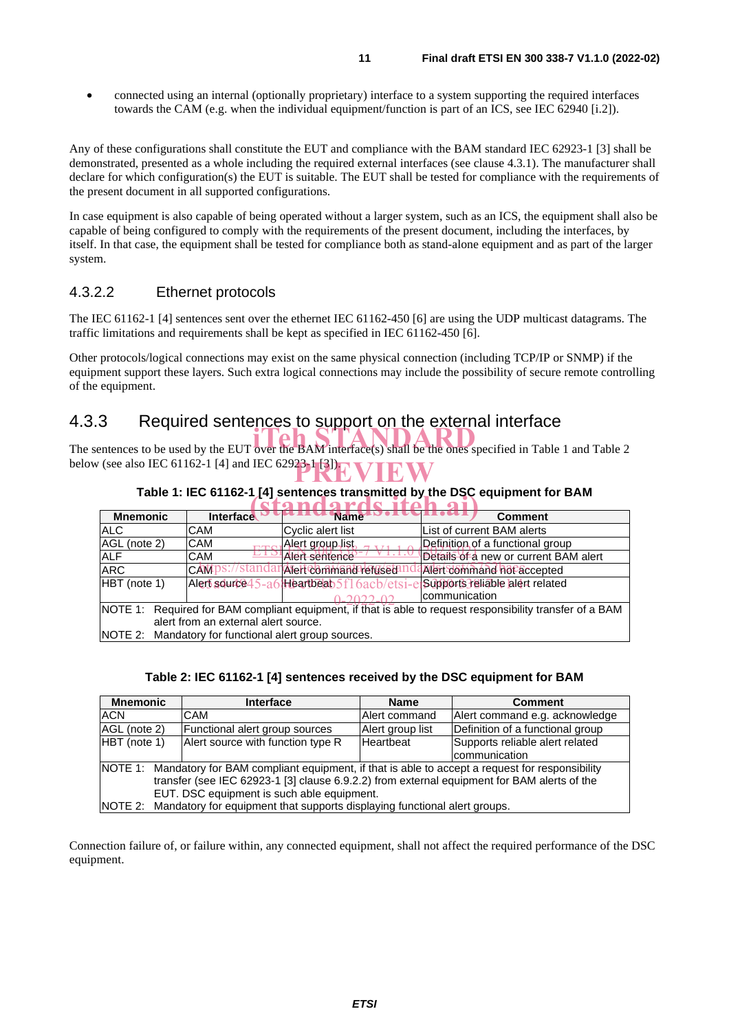- connected using an internal (optionally proprietary) interface to a system supporting the required interfaces towards the CAM (e.g. when the individual equipment/function is part of an ICS, see IEC 62940 [i.2]).

Any of these configurations shall constitute the EUT and compliance with the BAM standard IEC 62923-1 [3] shall be demonstrated, presented as a whole including the required external interfaces (see clause 4.3.1). The manufacturer shall declare for which configuration(s) the EUT is suitable. The EUT shall be tested for compliance with the requirements of the present document in all supported configurations.

In case equipment is also capable of being operated without a larger system, such as an ICS, the equipment shall also be capable of being configured to comply with the requirements of the present document, including the interfaces, by itself. In that case, the equipment shall be tested for compliance both as stand-alone equipment and as part of the larger system.

#### 4.3.2.2 Ethernet protocols

The IEC 61162-1 [4] sentences sent over the ethernet IEC 61162-450 [6] are using the UDP multicast datagrams. The traffic limitations and requirements shall be kept as specified in IEC 61162-450 [6].

Other protocols/logical connections may exist on the same physical connection (including TCP/IP or SNMP) if the equipment support these layers. Such extra logical connections may include the possibility of secure remote controlling of the equipment.

### 4.3.3 Required sentences to support on the external interface

The sentences to be used by the EUT over the BAM interface(s) shall be the ones specified in Table 1 and Table 2 below (see also IEC 61162-1 [4] and IEC 62923-1 [3]).

**Table 1: IEC 61162-1 [4] sentences transmitted by the DSC equipment for BAM**

| Mnemonic | Interface | Name | Comment |
|---|---|---|---|
| ALC | CAM | Cyclic alert list | List of current BAM alerts |
| AGL (note 2) | CAM | Alert group list | Definition of a functional group |
| ALF | CAM | Alert sentence | Details of a new or current BAM alert |
| ARC | CAM | Alert command refused | Alert command not accepted |
| HBT (note 1) | Alert source | Heartbeat | Supports reliable alert related communication |
| NOTE 1: Required for BAM compliant equipment, if that is able to request responsibility transfer of a BAM alert from an external alert source. | | | |
| NOTE 2: Mandatory for functional alert group sources. | | | |

**Table 2: IEC 61162-1 [4] sentences received by the DSC equipment for BAM**

| Mnemonic | Interface | Name | Comment |
|---|---|---|---|
| ACN | CAM | Alert command | Alert command e.g. acknowledge |
| AGL (note 2) | Functional alert group sources | Alert group list | Definition of a functional group |
| HBT (note 1) | Alert source with function type R | Heartbeat | Supports reliable alert related communication |
| NOTE 1: Mandatory for BAM compliant equipment, if that is able to accept a request for responsibility transfer (see IEC 62923-1 [3] clause 6.9.2.2) from external equipment for BAM alerts of the EUT. DSC equipment is such able equipment. | | | |
| NOTE 2: Mandatory for equipment that supports displaying functional alert groups. | | | |

Connection failure of, or failure within, any connected equipment, shall not affect the required performance of the DSC equipment.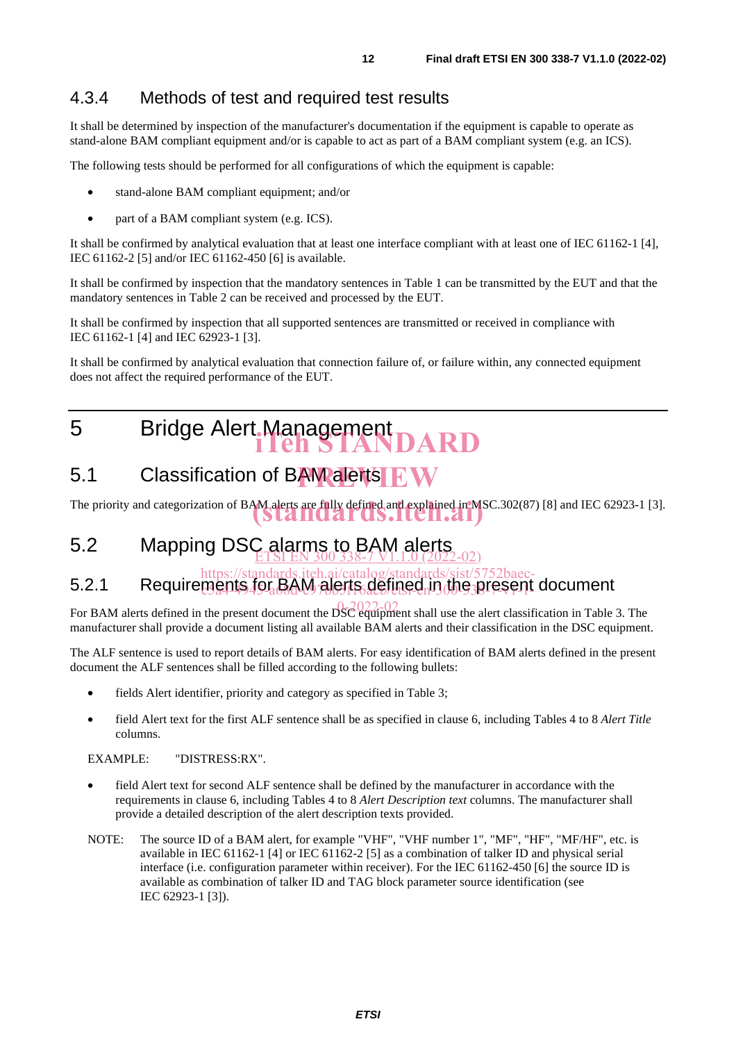### 4.3.4 Methods of test and required test results

It shall be determined by inspection of the manufacturer's documentation if the equipment is capable to operate as stand-alone BAM compliant equipment and/or is capable to act as part of a BAM compliant system (e.g. an ICS).

The following tests should be performed for all configurations of which the equipment is capable:

- stand-alone BAM compliant equipment; and/or
- part of a BAM compliant system (e.g. ICS).

It shall be confirmed by analytical evaluation that at least one interface compliant with at least one of IEC 61162-1 [4], IEC 61162-2 [5] and/or IEC 61162-450 [6] is available.

It shall be confirmed by inspection that the mandatory sentences in Table 1 can be transmitted by the EUT and that the mandatory sentences in Table 2 can be received and processed by the EUT.

It shall be confirmed by inspection that all supported sentences are transmitted or received in compliance with IEC 61162-1 [4] and IEC 62923-1 [3].

It shall be confirmed by analytical evaluation that connection failure of, or failure within, any connected equipment does not affect the required performance of the EUT.

# 5 Bridge Alert Management

## 5.1 Classification of BAM alerts

The priority and categorization of BAM alerts are fully defined and explained in MSC.302(87) [8] and IEC 62923-1 [3].

## 5.2 Mapping DSC alarms to BAM alerts

### 5.2.1 Requirements for BAM alerts defined in the present document

For BAM alerts defined in the present document the DSC equipment shall use the alert classification in Table 3. The manufacturer shall provide a document listing all available BAM alerts and their classification in the DSC equipment.

The ALF sentence is used to report details of BAM alerts. For easy identification of BAM alerts defined in the present document the ALF sentences shall be filled according to the following bullets:

- fields Alert identifier, priority and category as specified in Table 3;
- field Alert text for the first ALF sentence shall be as specified in clause 6, including Tables 4 to 8 *Alert Title* columns.

EXAMPLE: "DISTRESS:RX".

- field Alert text for second ALF sentence shall be defined by the manufacturer in accordance with the requirements in clause 6, including Tables 4 to 8 *Alert Description text* columns. The manufacturer shall provide a detailed description of the alert description texts provided.

NOTE: The source ID of a BAM alert, for example "VHF", "VHF number 1", "MF", "HF", "MF/HF", etc. is available in IEC 61162-1 [4] or IEC 61162-2 [5] as a combination of talker ID and physical serial interface (i.e. configuration parameter within receiver). For the IEC 61162-450 [6] the source ID is available as combination of talker ID and TAG block parameter source identification (see IEC 62923-1 [3]).